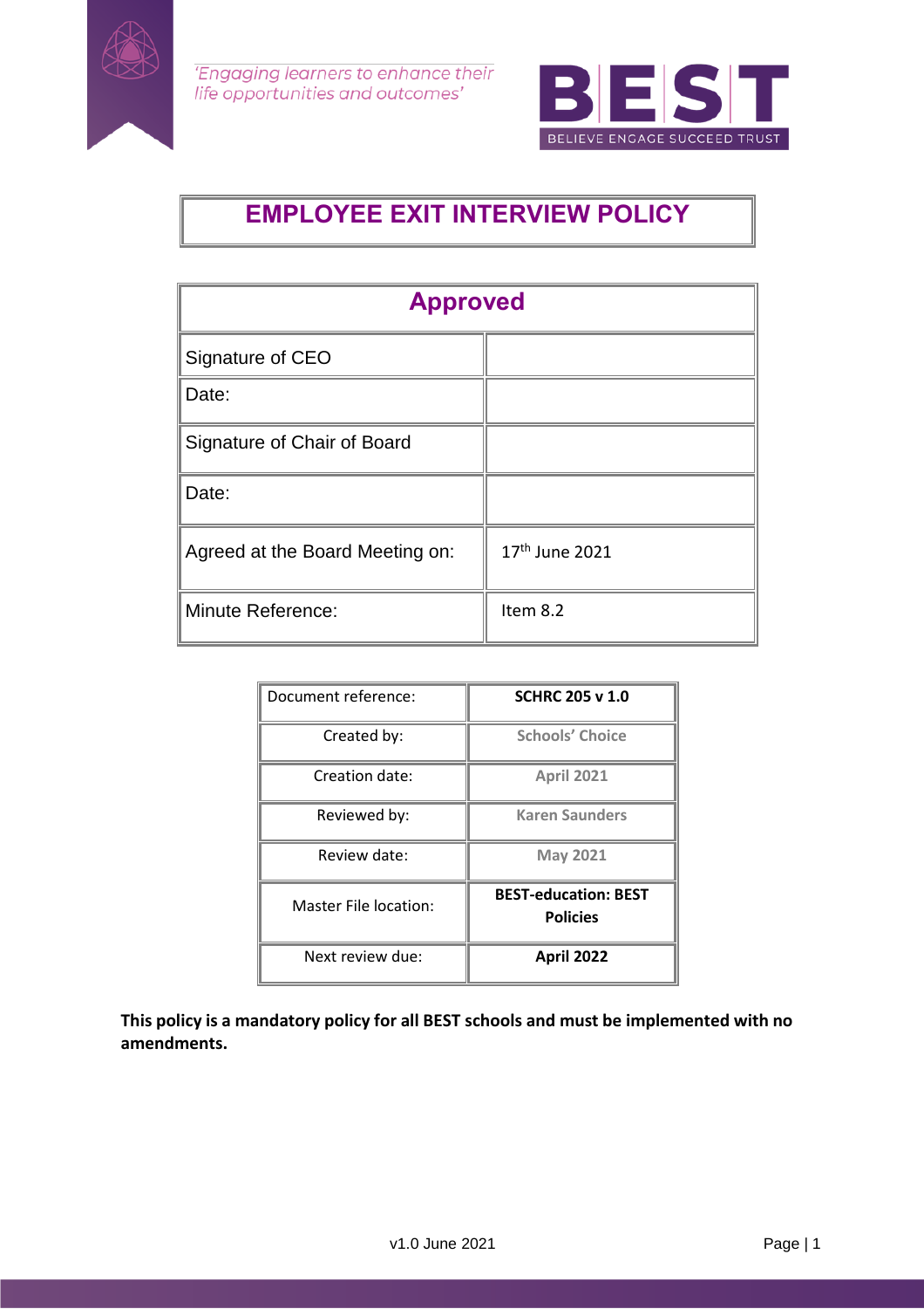'Engaging learners to enhance their life opportunities and outcomes'

BEST
BELIEVE ENGAGE SUCCEED TRUST

# EMPLOYEE EXIT INTERVIEW POLICY

| Approved | |
|---|---|
| Signature of CEO | |
| Date: | |
| Signature of Chair of Board | |
| Date: | |
| Agreed at the Board Meeting on: | 17th June 2021 |
| Minute Reference: | Item 8.2 |

| Document reference: | **SCHRC 205 v 1.0** |
|---|---|
| Created by: | **Schools' Choice** |
| Creation date: | **April 2021** |
| Reviewed by: | **Karen Saunders** |
| Review date: | **May 2021** |
| Master File location: | **BEST-education: BEST Policies** |
| Next review due: | **April 2022** |

**This policy is a mandatory policy for all BEST schools and must be implemented with no amendments.**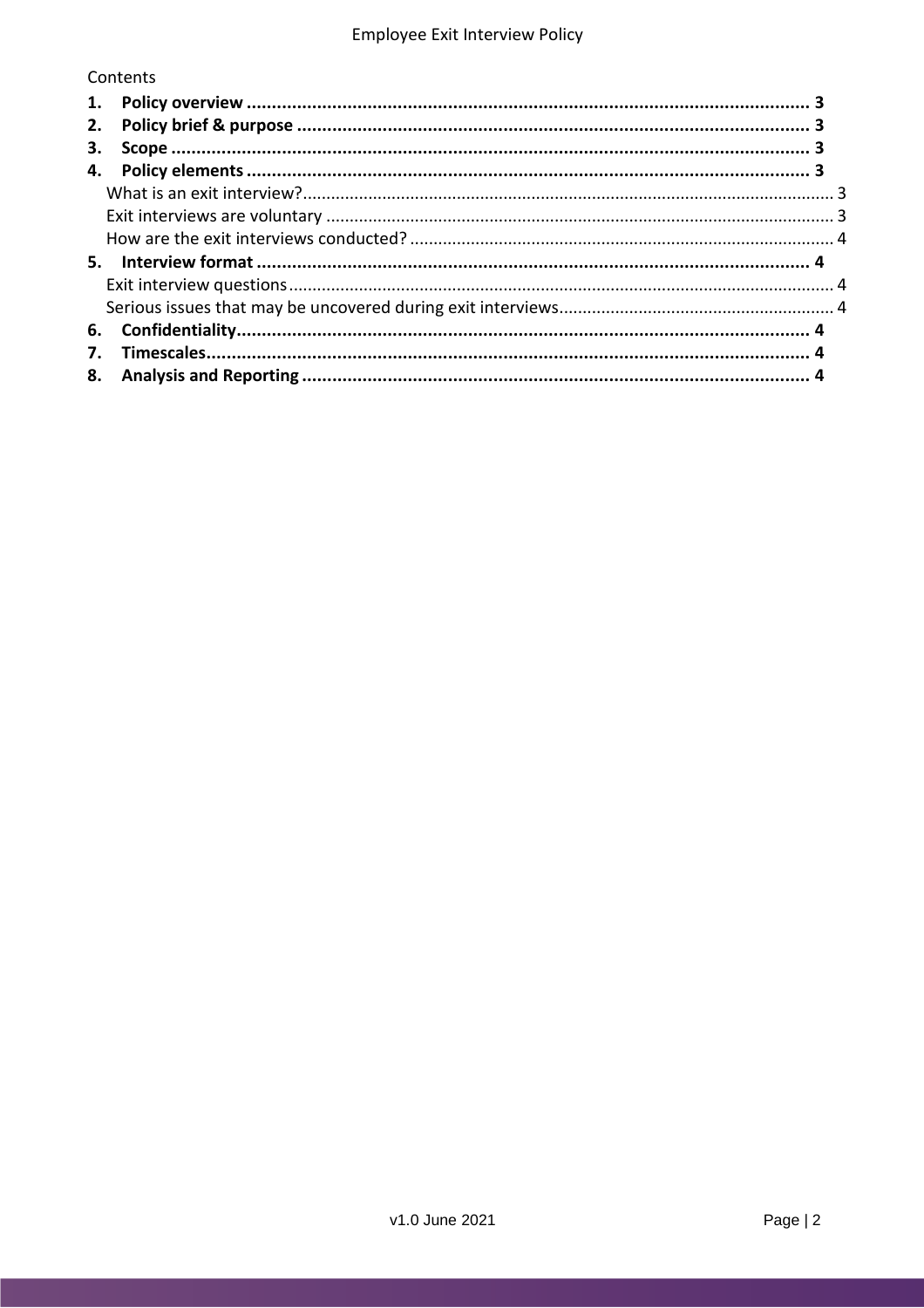Contents

1. **Policy overview** ................................ 3
2. **Policy brief & purpose** ................................ 3
3. **Scope** ................................ 3
4. **Policy elements** ................................ 3
   - What is an exit interview? ................................ 3
   - Exit interviews are voluntary ................................ 3
   - How are the exit interviews conducted? ................................ 4
5. **Interview format** ................................ 4
   - Exit interview questions ................................ 4
   - Serious issues that may be uncovered during exit interviews ................................ 4
6. **Confidentiality** ................................ 4
7. **Timescales** ................................ 4
8. **Analysis and Reporting** ................................ 4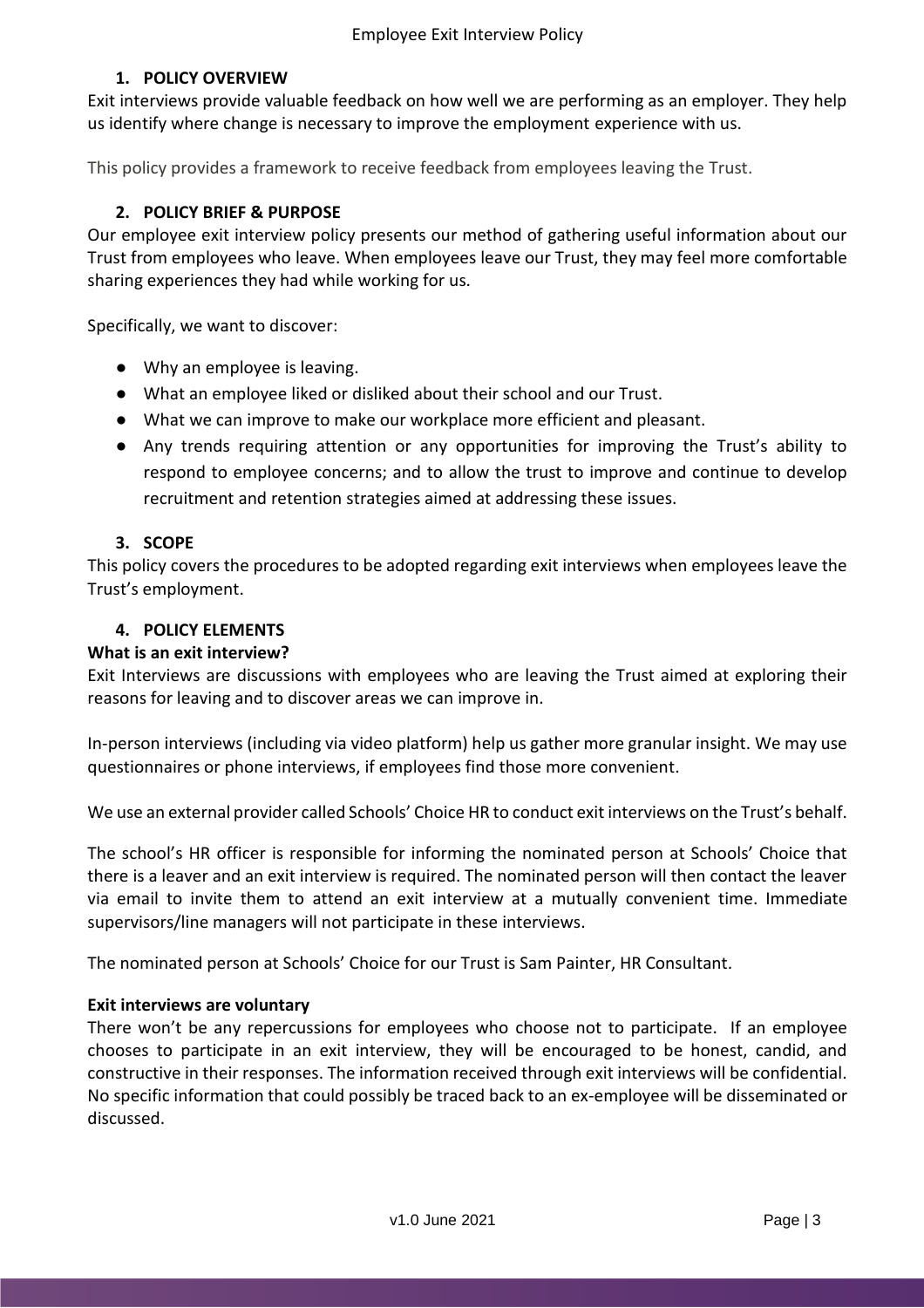## 1. POLICY OVERVIEW

Exit interviews provide valuable feedback on how well we are performing as an employer. They help us identify where change is necessary to improve the employment experience with us.

This policy provides a framework to receive feedback from employees leaving the Trust.

## 2. POLICY BRIEF & PURPOSE

Our employee exit interview policy presents our method of gathering useful information about our Trust from employees who leave. When employees leave our Trust, they may feel more comfortable sharing experiences they had while working for us.

Specifically, we want to discover:

- Why an employee is leaving.
- What an employee liked or disliked about their school and our Trust.
- What we can improve to make our workplace more efficient and pleasant.
- Any trends requiring attention or any opportunities for improving the Trust's ability to respond to employee concerns; and to allow the trust to improve and continue to develop recruitment and retention strategies aimed at addressing these issues.

## 3. SCOPE

This policy covers the procedures to be adopted regarding exit interviews when employees leave the Trust's employment.

## 4. POLICY ELEMENTS

**What is an exit interview?**

Exit Interviews are discussions with employees who are leaving the Trust aimed at exploring their reasons for leaving and to discover areas we can improve in.

In-person interviews (including via video platform) help us gather more granular insight. We may use questionnaires or phone interviews, if employees find those more convenient.

We use an external provider called Schools' Choice HR to conduct exit interviews on the Trust's behalf.

The school's HR officer is responsible for informing the nominated person at Schools' Choice that there is a leaver and an exit interview is required. The nominated person will then contact the leaver via email to invite them to attend an exit interview at a mutually convenient time. Immediate supervisors/line managers will not participate in these interviews.

The nominated person at Schools' Choice for our Trust is Sam Painter, HR Consultant.

**Exit interviews are voluntary**

There won't be any repercussions for employees who choose not to participate. If an employee chooses to participate in an exit interview, they will be encouraged to be honest, candid, and constructive in their responses. The information received through exit interviews will be confidential. No specific information that could possibly be traced back to an ex-employee will be disseminated or discussed.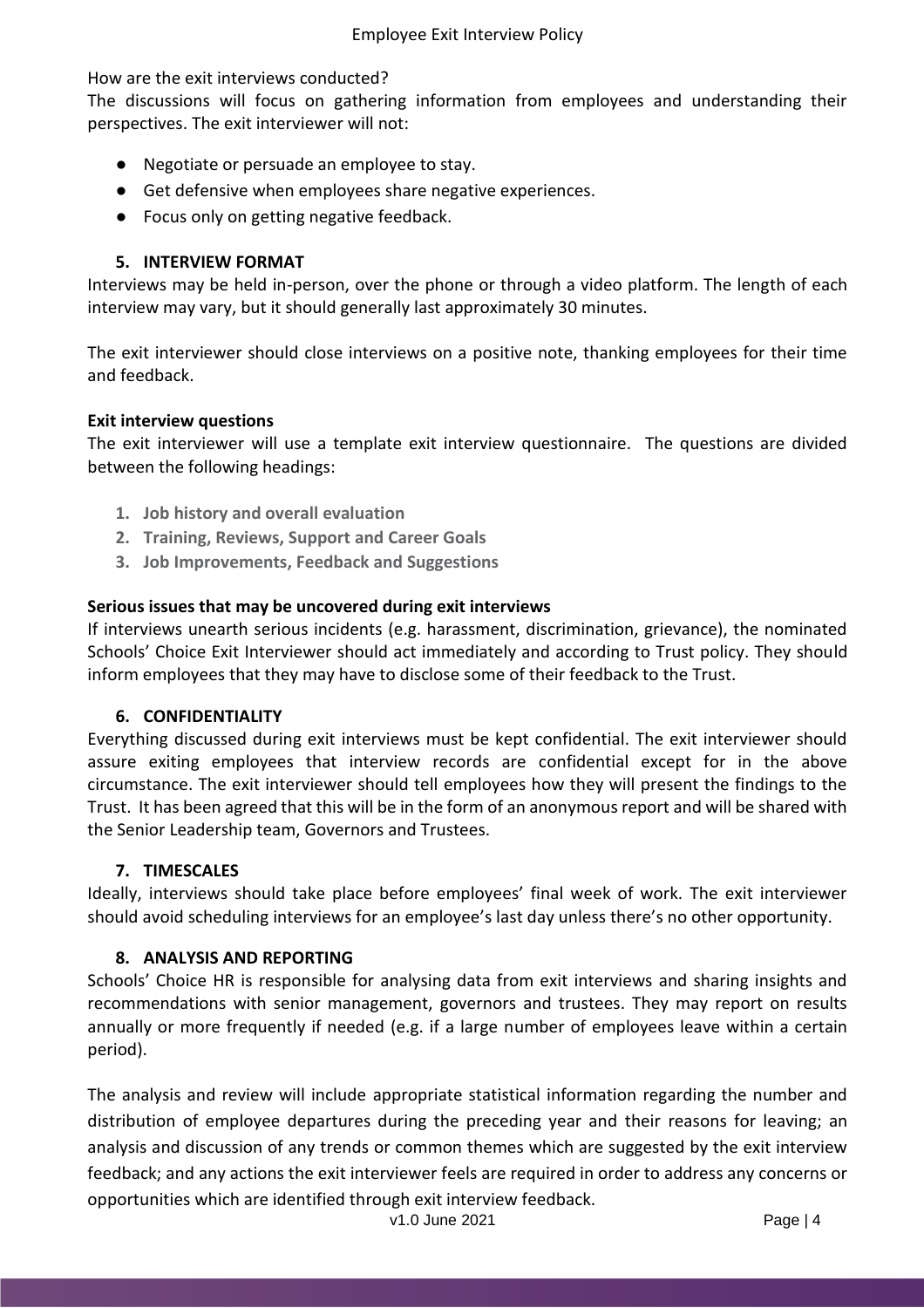How are the exit interviews conducted?

The discussions will focus on gathering information from employees and understanding their perspectives. The exit interviewer will not:

- Negotiate or persuade an employee to stay.
- Get defensive when employees share negative experiences.
- Focus only on getting negative feedback.

## 5. INTERVIEW FORMAT

Interviews may be held in-person, over the phone or through a video platform. The length of each interview may vary, but it should generally last approximately 30 minutes.

The exit interviewer should close interviews on a positive note, thanking employees for their time and feedback.

**Exit interview questions**

The exit interviewer will use a template exit interview questionnaire. The questions are divided between the following headings:

1. **Job history and overall evaluation**
2. **Training, Reviews, Support and Career Goals**
3. **Job Improvements, Feedback and Suggestions**

**Serious issues that may be uncovered during exit interviews**

If interviews unearth serious incidents (e.g. harassment, discrimination, grievance), the nominated Schools' Choice Exit Interviewer should act immediately and according to Trust policy. They should inform employees that they may have to disclose some of their feedback to the Trust.

## 6. CONFIDENTIALITY

Everything discussed during exit interviews must be kept confidential. The exit interviewer should assure exiting employees that interview records are confidential except for in the above circumstance. The exit interviewer should tell employees how they will present the findings to the Trust. It has been agreed that this will be in the form of an anonymous report and will be shared with the Senior Leadership team, Governors and Trustees.

## 7. TIMESCALES

Ideally, interviews should take place before employees' final week of work. The exit interviewer should avoid scheduling interviews for an employee's last day unless there's no other opportunity.

## 8. ANALYSIS AND REPORTING

Schools' Choice HR is responsible for analysing data from exit interviews and sharing insights and recommendations with senior management, governors and trustees. They may report on results annually or more frequently if needed (e.g. if a large number of employees leave within a certain period).

The analysis and review will include appropriate statistical information regarding the number and distribution of employee departures during the preceding year and their reasons for leaving; an analysis and discussion of any trends or common themes which are suggested by the exit interview feedback; and any actions the exit interviewer feels are required in order to address any concerns or opportunities which are identified through exit interview feedback.